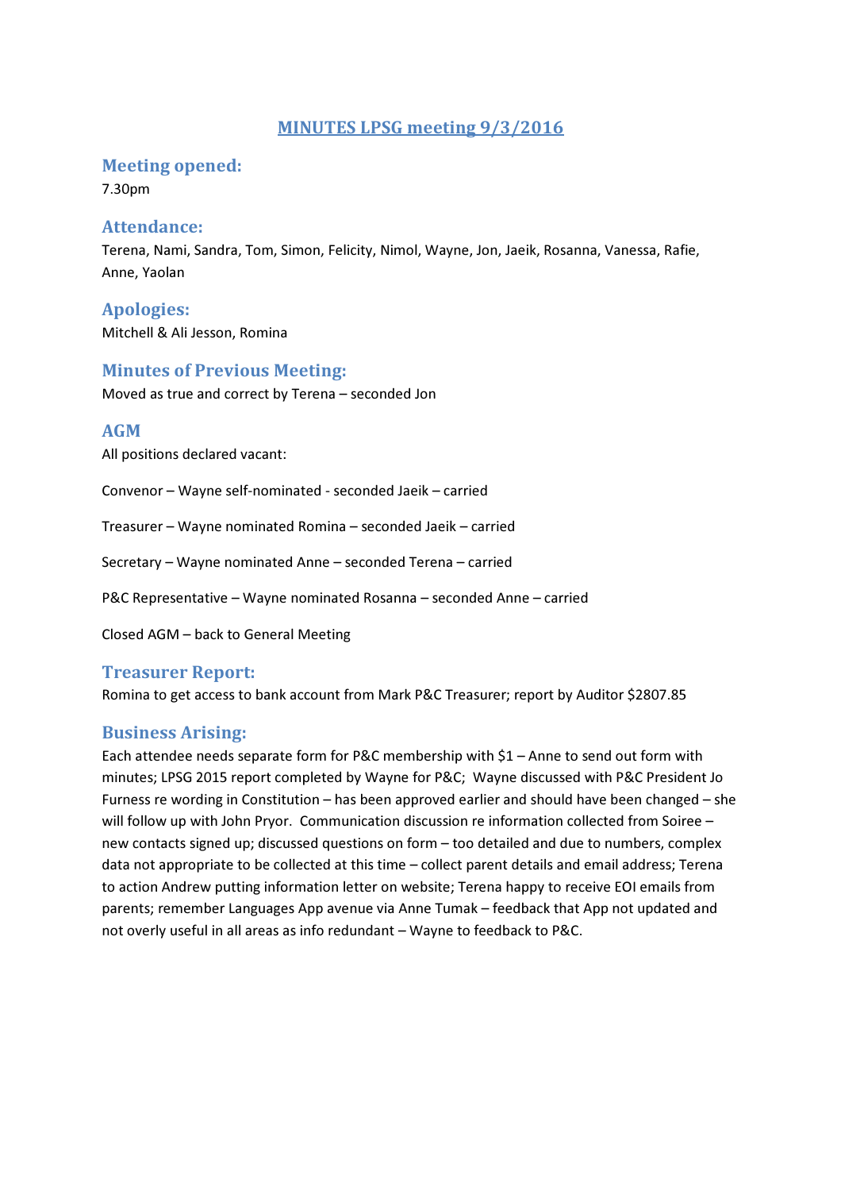# MINUTES LPSG meeting 9/3/2016

## Meeting opened:

7.30pm

## Attendance:

Terena, Nami, Sandra, Tom, Simon, Felicity, Nimol, Wayne, Jon, Jaeik, Rosanna, Vanessa, Rafie, Anne, Yaolan

## Apologies:

Mitchell & Ali Jesson, Romina

## Minutes of Previous Meeting:

Moved as true and correct by Terena – seconded Jon

## AGM

All positions declared vacant:

Convenor – Wayne self-nominated - seconded Jaeik – carried

Treasurer – Wayne nominated Romina – seconded Jaeik – carried

Secretary – Wayne nominated Anne – seconded Terena – carried

P&C Representative – Wayne nominated Rosanna – seconded Anne – carried

Closed AGM – back to General Meeting

## Treasurer Report:

Romina to get access to bank account from Mark P&C Treasurer; report by Auditor $2807.85

## Business Arising:

Each attendee needs separate form for P&C membership with $1 – Anne to send out form with minutes; LPSG 2015 report completed by Wayne for P&C; Wayne discussed with P&C President Jo Furness re wording in Constitution – has been approved earlier and should have been changed – she will follow up with John Pryor. Communication discussion re information collected from Soiree – new contacts signed up; discussed questions on form – too detailed and due to numbers, complex data not appropriate to be collected at this time – collect parent details and email address; Terena to action Andrew putting information letter on website; Terena happy to receive EOI emails from parents; remember Languages App avenue via Anne Tumak – feedback that App not updated and not overly useful in all areas as info redundant – Wayne to feedback to P&C.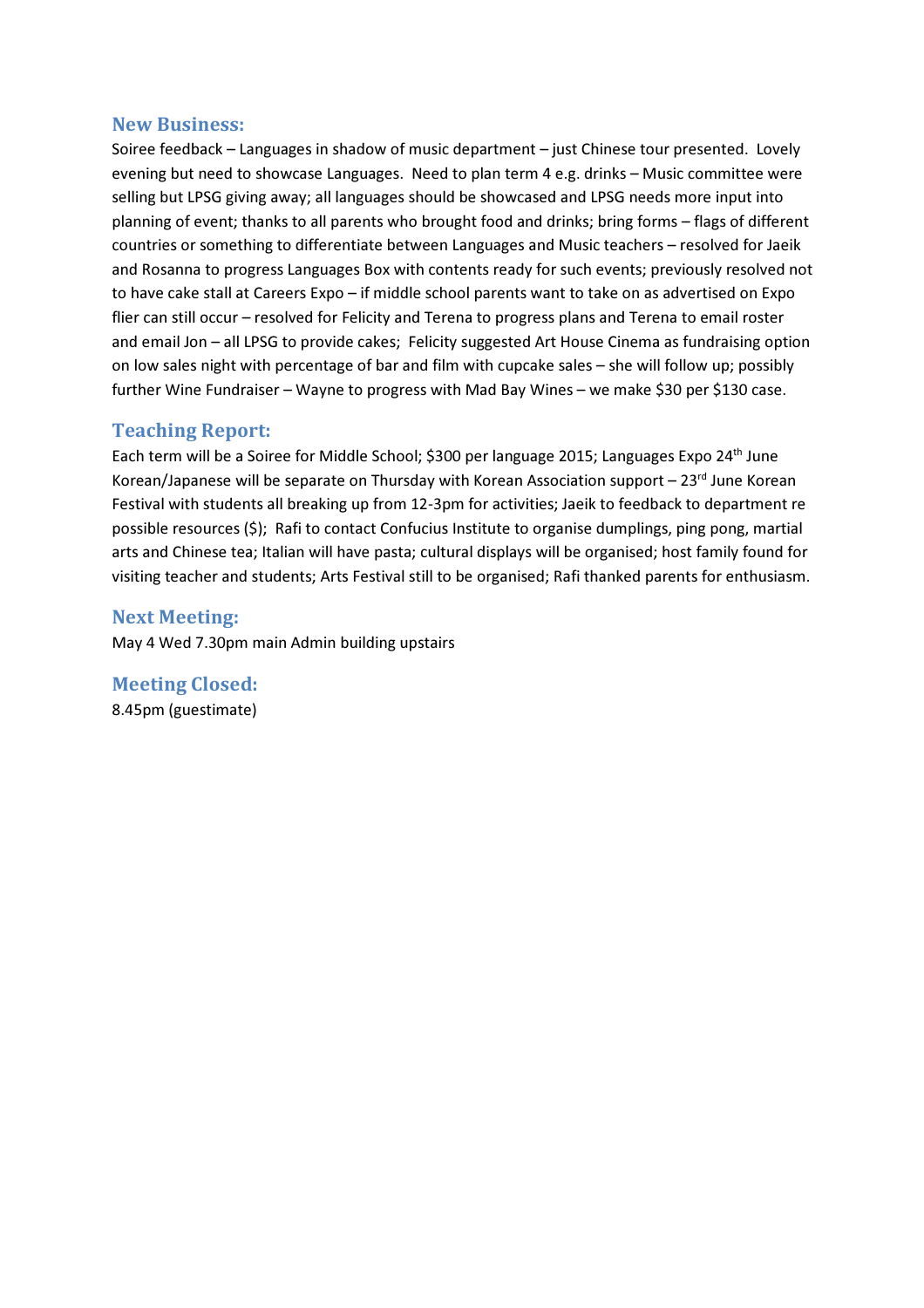## New Business:

Soiree feedback – Languages in shadow of music department – just Chinese tour presented. Lovely evening but need to showcase Languages. Need to plan term 4 e.g. drinks – Music committee were selling but LPSG giving away; all languages should be showcased and LPSG needs more input into planning of event; thanks to all parents who brought food and drinks; bring forms – flags of different countries or something to differentiate between Languages and Music teachers – resolved for Jaeik and Rosanna to progress Languages Box with contents ready for such events; previously resolved not to have cake stall at Careers Expo – if middle school parents want to take on as advertised on Expo flier can still occur – resolved for Felicity and Terena to progress plans and Terena to email roster and email Jon – all LPSG to provide cakes; Felicity suggested Art House Cinema as fundraising option on low sales night with percentage of bar and film with cupcake sales – she will follow up; possibly further Wine Fundraiser – Wayne to progress with Mad Bay Wines – we make $30 per $130 case.

## Teaching Report:

Each term will be a Soiree for Middle School; $300 per language 2015; Languages Expo 24th June Korean/Japanese will be separate on Thursday with Korean Association support – 23rd June Korean Festival with students all breaking up from 12-3pm for activities; Jaeik to feedback to department re possible resources ($); Rafi to contact Confucius Institute to organise dumplings, ping pong, martial arts and Chinese tea; Italian will have pasta; cultural displays will be organised; host family found for visiting teacher and students; Arts Festival still to be organised; Rafi thanked parents for enthusiasm.

## Next Meeting:

May 4 Wed 7.30pm main Admin building upstairs

## Meeting Closed:

8.45pm (guestimate)